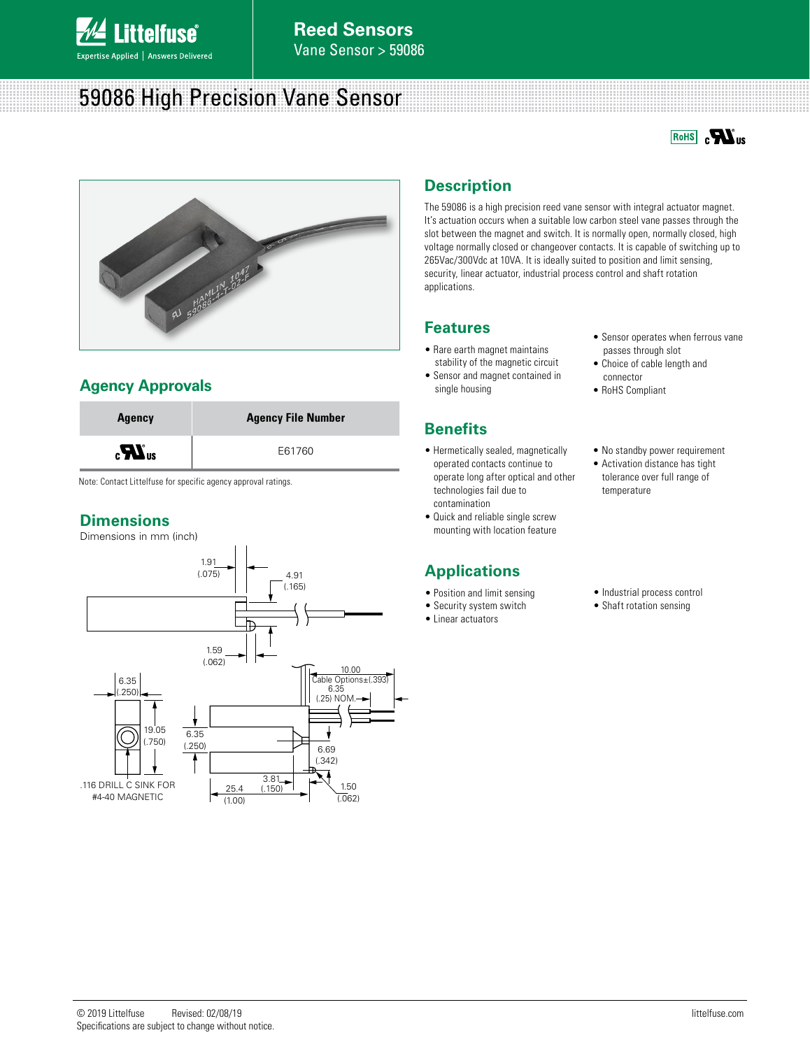# 59086 High Precision Vane Sensor

## Description

The 59086 is a high precision reed vane sensor with integral actuator magnet. It's actuation occurs when a suitable low carbon steel vane passes through the slot between the magnet and switch. It is normally open, normally closed, high voltage normally closed or changeover contacts. It is capable of switching up to 265Vac/300Vdc at 10VA. It is ideally suited to position and limit sensing, security, linear actuator, industrial process control and shaft rotation applications.

## Features

- Rare earth magnet maintains stability of the magnetic circuit
- Sensor and magnet contained in single housing
- Sensor operates when ferrous vane passes through slot
- Choice of cable length and connector
- RoHS Compliant

## Benefits

- Hermetically sealed, magnetically operated contacts continue to operate long after optical and other technologies fail due to contamination
- Quick and reliable single screw mounting with location feature
- No standby power requirement
- Activation distance has tight tolerance over full range of temperature

## Applications

- Position and limit sensing
- Security system switch
- Linear actuators
- Industrial process control
- Shaft rotation sensing

## Agency Approvals

| Agency | Agency File Number |
|---|---|
| cULus | E61760 |

Note: Contact Littelfuse for specific agency approval ratings.

## Dimensions

Dimensions in mm (inch)

1.91 (.075)
4.91 (.165)
1.59 (.062)
6.35 (.250)
19.05 (.750)
.116 DRILL C SINK FOR #4-40 MAGNETIC
6.35 (.250)
10.00 Cable Options±(.393)
6.35 (.25) NOM.
6.69 (.342)
3.81 (.150)
25.4 (1.00)
1.50 (.062)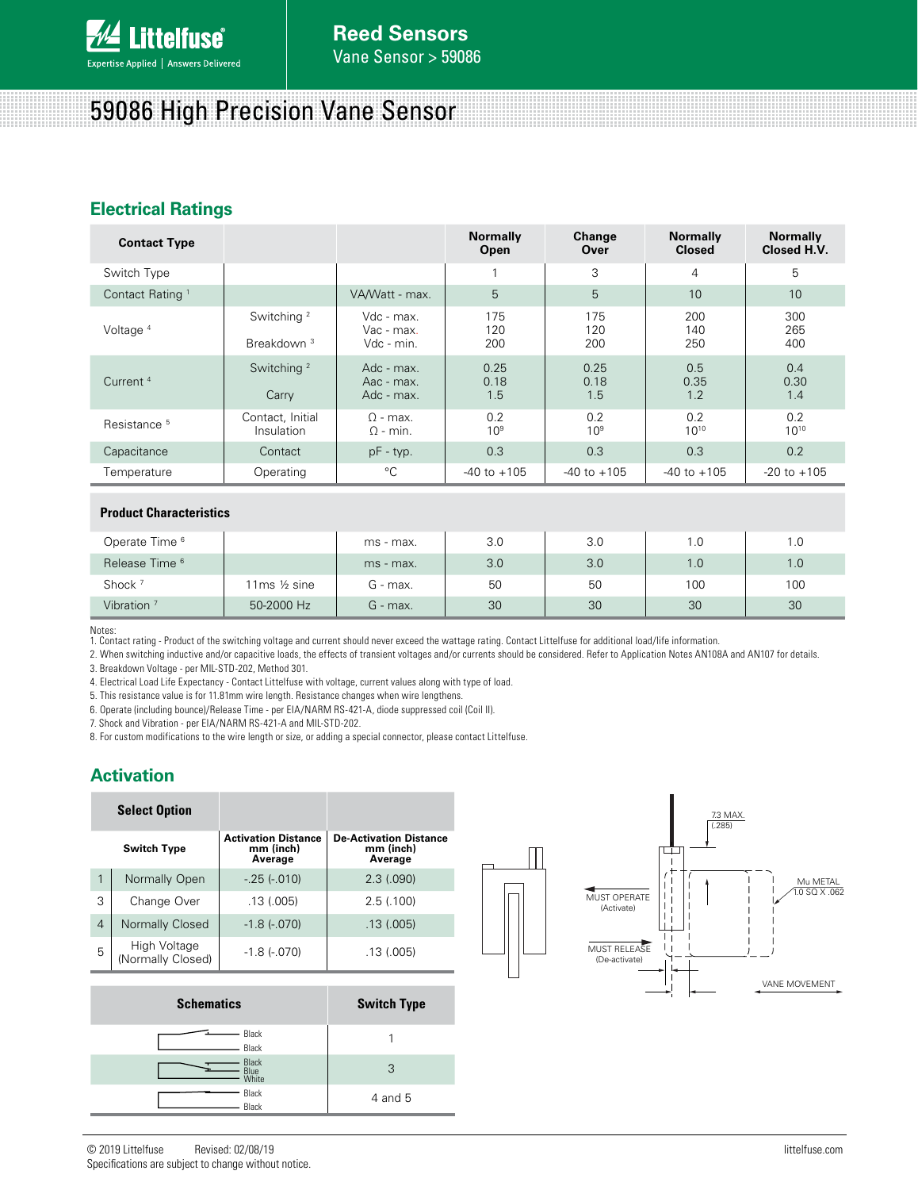# 59086 High Precision Vane Sensor

## Electrical Ratings

| Contact Type | | | Normally Open | Change Over | Normally Closed | Normally Closed H.V. |
|---|---|---|---|---|---|---|
| Switch Type | | | 1 | 3 | 4 | 5 |
| Contact Rating [1] | | VA/Watt - max. | 5 | 5 | 10 | 10 |
| Voltage [4] | Switching [2] | Vdc - max.<br>Vac - max. | 175<br>120 | 175<br>120 | 200<br>140 | 300<br>265 |
| | Breakdown [3] | Vdc - min. | 200 | 200 | 250 | 400 |
| Current [4] | Switching [2] | Adc - max.<br>Aac - max. | 0.25<br>0.18 | 0.25<br>0.18 | 0.5<br>0.35 | 0.4<br>0.30 |
| | Carry | Adc - max. | 1.5 | 1.5 | 1.2 | 1.4 |
| Resistance [5] | Contact, Initial<br>Insulation | Ω - max.<br>Ω - min. | 0.2<br>$10^9$ | 0.2<br>$10^9$ | 0.2<br>$10^{10}$ | 0.2<br>$10^{10}$ |
| Capacitance | Contact | pF - typ. | 0.3 | 0.3 | 0.3 | 0.2 |
| Temperature | Operating | °C | -40 to +105 | -40 to +105 | -40 to +105 | -20 to +105 |

| Product Characteristics | | | | | | |
|---|---|---|---|---|---|---|
| Operate Time [6] | | ms - max. | 3.0 | 3.0 | 1.0 | 1.0 |
| Release Time [6] | | ms - max. | 3.0 | 3.0 | 1.0 | 1.0 |
| Shock [7] | 11ms ½ sine | G - max. | 50 | 50 | 100 | 100 |
| Vibration [7] | 50-2000 Hz | G - max. | 30 | 30 | 30 | 30 |

Notes:
1. Contact rating - Product of the switching voltage and current should never exceed the wattage rating. Contact Littelfuse for additional load/life information.
2. When switching inductive and/or capacitive loads, the effects of transient voltages and/or currents should be considered. Refer to Application Notes AN108A and AN107 for details.
3. Breakdown Voltage - per MIL-STD-202, Method 301.
4. Electrical Load Life Expectancy - Contact Littelfuse with voltage, current values along with type of load.
5. This resistance value is for 11.81mm wire length. Resistance changes when wire lengthens.
6. Operate (including bounce)/Release Time - per EIA/NARM RS-421-A, diode suppressed coil (Coil II).
7. Shock and Vibration - per EIA/NARM RS-421-A and MIL-STD-202.
8. For custom modifications to the wire length or size, or adding a special connector, please contact Littelfuse.

## Activation

| Select Option | | | |
|---|---|---|---|
| Switch Type | | Activation Distance mm (inch) Average | De-Activation Distance mm (inch) Average |
| 1 | Normally Open | -.25 (-.010) | 2.3 (.090) |
| 3 | Change Over | .13 (.005) | 2.5 (.100) |
| 4 | Normally Closed | -1.8 (-.070) | .13 (.005) |
| 5 | High Voltage (Normally Closed) | -1.8 (-.070) | .13 (.005) |

7.3 MAX. (.285)

MUST OPERATE (Activate)

MUST RELEASE (De-activate)

Mu METAL 1.0 SQ X .062

VANE MOVEMENT

| Schematics | Switch Type |
|---|---|
| Black / Black | 1 |
| Black / Blue / White | 3 |
| Black / Black | 4 and 5 |

© 2019 Littelfuse Revised: 02/08/19
Specifications are subject to change without notice.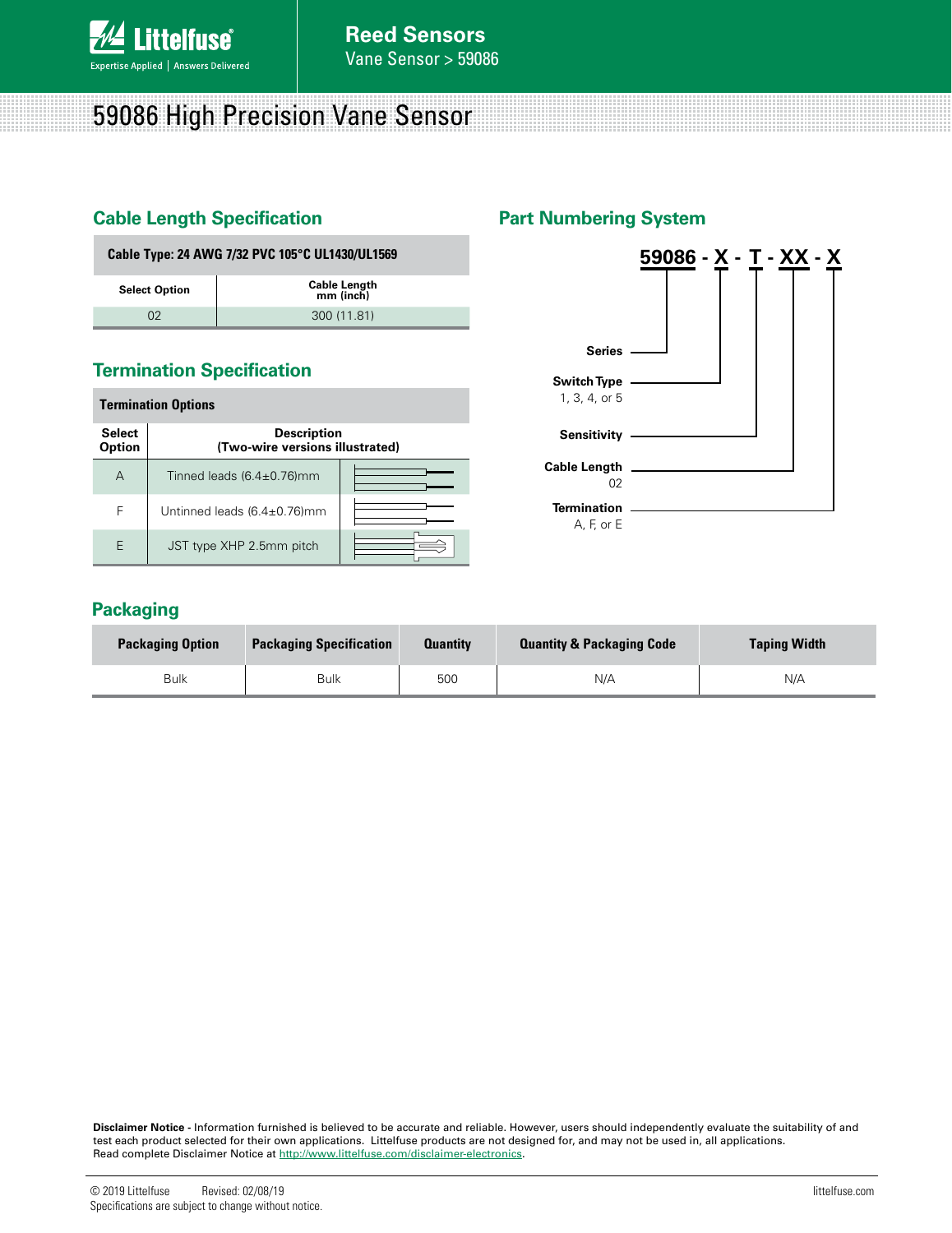# 59086 High Precision Vane Sensor

## Cable Length Specification

| Cable Type: 24 AWG 7/32 PVC 105°C UL1430/UL1569 | |
|---|---|
| Select Option | Cable Length mm (inch) |
| 02 | 300 (11.81) |

## Termination Specification

| Termination Options | | |
|---|---|---|
| Select Option | Description (Two-wire versions illustrated) | |
| A | Tinned leads (6.4±0.76)mm | |
| F | Untinned leads (6.4±0.76)mm | |
| E | JST type XHP 2.5mm pitch | |

## Part Numbering System

**59086 - X - T - XX - X**

**Series**

**Switch Type**
1, 3, 4, or 5

**Sensitivity**

**Cable Length**
02

**Termination**
A, F, or E

## Packaging

| Packaging Option | Packaging Specification | Quantity | Quantity & Packaging Code | Taping Width |
|---|---|---|---|---|
| Bulk | Bulk | 500 | N/A | N/A |

**Disclaimer Notice -** Information furnished is believed to be accurate and reliable. However, users should independently evaluate the suitability of and test each product selected for their own applications. Littelfuse products are not designed for, and may not be used in, all applications. Read complete Disclaimer Notice at http://www.littelfuse.com/disclaimer-electronics.

© 2019 Littelfuse Revised: 02/08/19
Specifications are subject to change without notice.